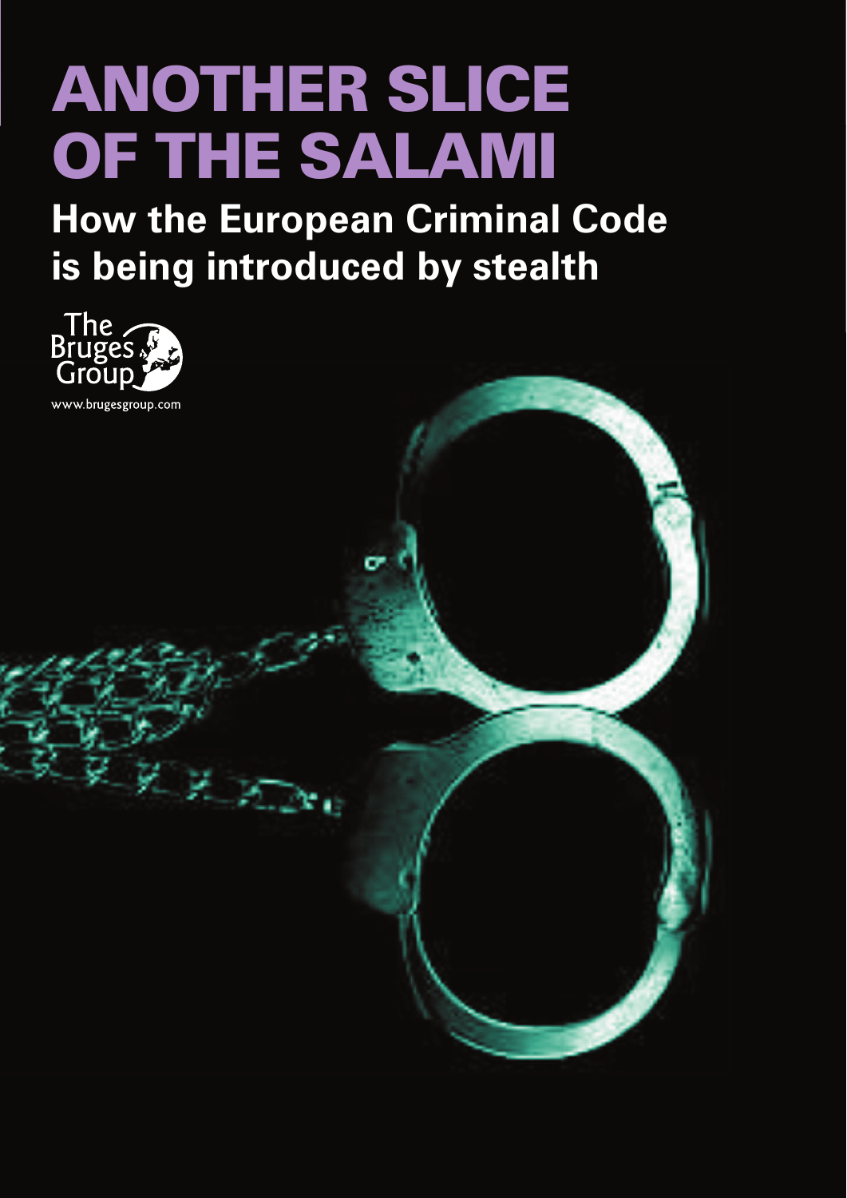# ANOTHER SLICE OF THE SALAMI

## How the European Criminal Code is being introduced by stealth

The Bruges Group

www.brugesgroup.com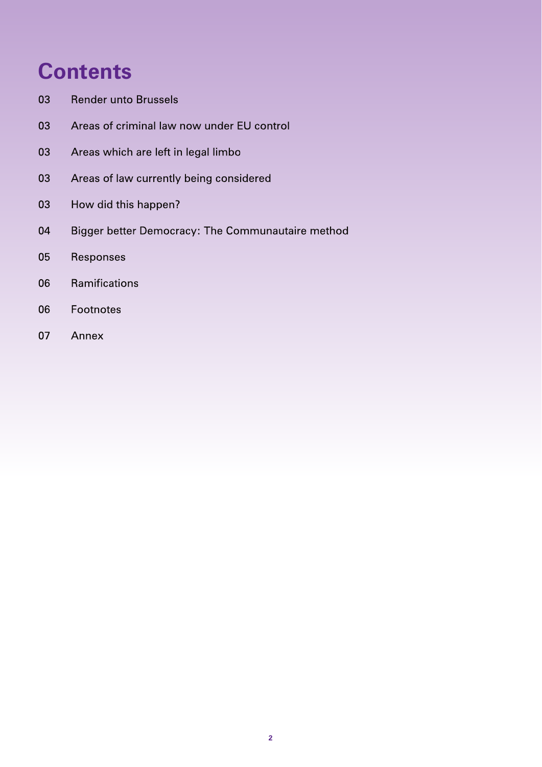# Contents

| | |
|---|---|
| 03 | Render unto Brussels |
| 03 | Areas of criminal law now under EU control |
| 03 | Areas which are left in legal limbo |
| 03 | Areas of law currently being considered |
| 03 | How did this happen? |
| 04 | Bigger better Democracy: The Communautaire method |
| 05 | Responses |
| 06 | Ramifications |
| 06 | Footnotes |
| 07 | Annex |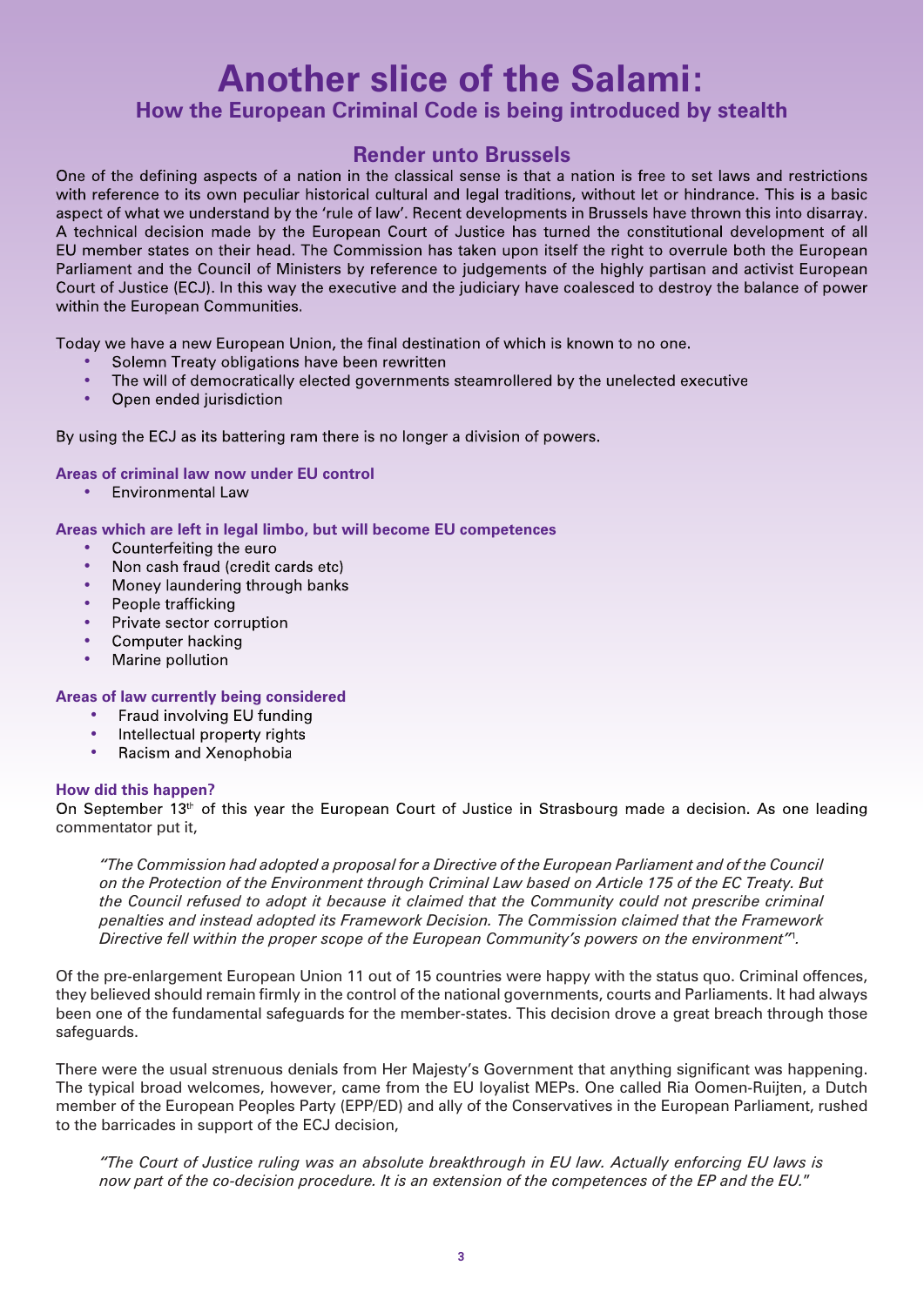# Another slice of the Salami:

## How the European Criminal Code is being introduced by stealth

### Render unto Brussels

One of the defining aspects of a nation in the classical sense is that a nation is free to set laws and restrictions with reference to its own peculiar historical cultural and legal traditions, without let or hindrance. This is a basic aspect of what we understand by the 'rule of law'. Recent developments in Brussels have thrown this into disarray. A technical decision made by the European Court of Justice has turned the constitutional development of all EU member states on their head. The Commission has taken upon itself the right to overrule both the European Parliament and the Council of Ministers by reference to judgements of the highly partisan and activist European Court of Justice (ECJ). In this way the executive and the judiciary have coalesced to destroy the balance of power within the European Communities.

Today we have a new European Union, the final destination of which is known to no one.

- Solemn Treaty obligations have been rewritten
- The will of democratically elected governments steamrollered by the unelected executive
- Open ended jurisdiction

By using the ECJ as its battering ram there is no longer a division of powers.

**Areas of criminal law now under EU control**

- Environmental Law

**Areas which are left in legal limbo, but will become EU competences**

- Counterfeiting the euro
- Non cash fraud (credit cards etc)
- Money laundering through banks
- People trafficking
- Private sector corruption
- Computer hacking
- Marine pollution

**Areas of law currently being considered**

- Fraud involving EU funding
- Intellectual property rights
- Racism and Xenophobia

**How did this happen?**

On September 13th of this year the European Court of Justice in Strasbourg made a decision. As one leading commentator put it,

> *"The Commission had adopted a proposal for a Directive of the European Parliament and of the Council on the Protection of the Environment through Criminal Law based on Article 175 of the EC Treaty. But the Council refused to adopt it because it claimed that the Community could not prescribe criminal penalties and instead adopted its Framework Decision. The Commission claimed that the Framework Directive fell within the proper scope of the European Community's powers on the environment"*[1].

Of the pre-enlargement European Union 11 out of 15 countries were happy with the status quo. Criminal offences, they believed should remain firmly in the control of the national governments, courts and Parliaments. It had always been one of the fundamental safeguards for the member-states. This decision drove a great breach through those safeguards.

There were the usual strenuous denials from Her Majesty's Government that anything significant was happening. The typical broad welcomes, however, came from the EU loyalist MEPs. One called Ria Oomen-Ruijten, a Dutch member of the European Peoples Party (EPP/ED) and ally of the Conservatives in the European Parliament, rushed to the barricades in support of the ECJ decision,

> *"The Court of Justice ruling was an absolute breakthrough in EU law. Actually enforcing EU laws is now part of the co-decision procedure. It is an extension of the competences of the EP and the EU."*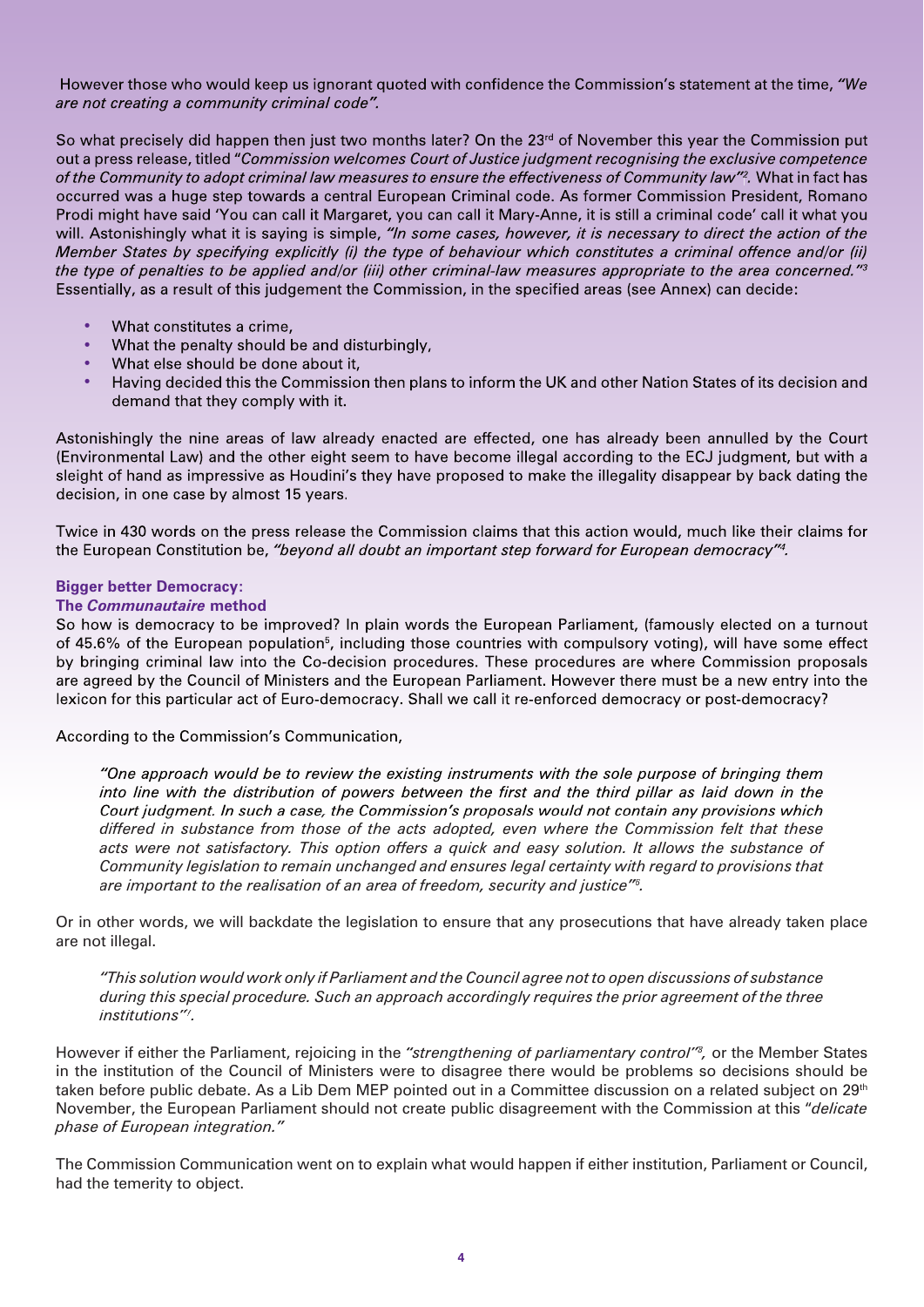However those who would keep us ignorant quoted with confidence the Commission's statement at the time, *"We are not creating a community criminal code".*

So what precisely did happen then just two months later? On the 23rd of November this year the Commission put out a press release, titled "*Commission welcomes Court of Justice judgment recognising the exclusive competence of the Community to adopt criminal law measures to ensure the effectiveness of Community law"*[2]. What in fact has occurred was a huge step towards a central European Criminal code. As former Commission President, Romano Prodi might have said 'You can call it Margaret, you can call it Mary-Anne, it is still a criminal code' call it what you will. Astonishingly what it is saying is simple, *"In some cases, however, it is necessary to direct the action of the Member States by specifying explicitly (i) the type of behaviour which constitutes a criminal offence and/or (ii) the type of penalties to be applied and/or (iii) other criminal-law measures appropriate to the area concerned."*[3] Essentially, as a result of this judgement the Commission, in the specified areas (see Annex) can decide:

- What constitutes a crime,
- What the penalty should be and disturbingly,
- What else should be done about it,
- Having decided this the Commission then plans to inform the UK and other Nation States of its decision and demand that they comply with it.

Astonishingly the nine areas of law already enacted are effected, one has already been annulled by the Court (Environmental Law) and the other eight seem to have become illegal according to the ECJ judgment, but with a sleight of hand as impressive as Houdini's they have proposed to make the illegality disappear by back dating the decision, in one case by almost 15 years.

Twice in 430 words on the press release the Commission claims that this action would, much like their claims for the European Constitution be, *"beyond all doubt an important step forward for European democracy"*[4].

### Bigger better Democracy: The *Communautaire* method

So how is democracy to be improved? In plain words the European Parliament, (famously elected on a turnout of 45.6% of the European population[5], including those countries with compulsory voting), will have some effect by bringing criminal law into the Co-decision procedures. These procedures are where Commission proposals are agreed by the Council of Ministers and the European Parliament. However there must be a new entry into the lexicon for this particular act of Euro-democracy. Shall we call it re-enforced democracy or post-democracy?

According to the Commission's Communication,

> *"One approach would be to review the existing instruments with the sole purpose of bringing them into line with the distribution of powers between the first and the third pillar as laid down in the Court judgment. In such a case, the Commission's proposals would not contain any provisions which differed in substance from those of the acts adopted, even where the Commission felt that these acts were not satisfactory. This option offers a quick and easy solution. It allows the substance of Community legislation to remain unchanged and ensures legal certainty with regard to provisions that are important to the realisation of an area of freedom, security and justice"*[6].

Or in other words, we will backdate the legislation to ensure that any prosecutions that have already taken place are not illegal.

> *"This solution would work only if Parliament and the Council agree not to open discussions of substance during this special procedure. Such an approach accordingly requires the prior agreement of the three institutions"*[7].

However if either the Parliament, rejoicing in the *"strengthening of parliamentary control"*[8], or the Member States in the institution of the Council of Ministers were to disagree there would be problems so decisions should be taken before public debate. As a Lib Dem MEP pointed out in a Committee discussion on a related subject on 29th November, the European Parliament should not create public disagreement with the Commission at this "*delicate phase of European integration."*

The Commission Communication went on to explain what would happen if either institution, Parliament or Council, had the temerity to object.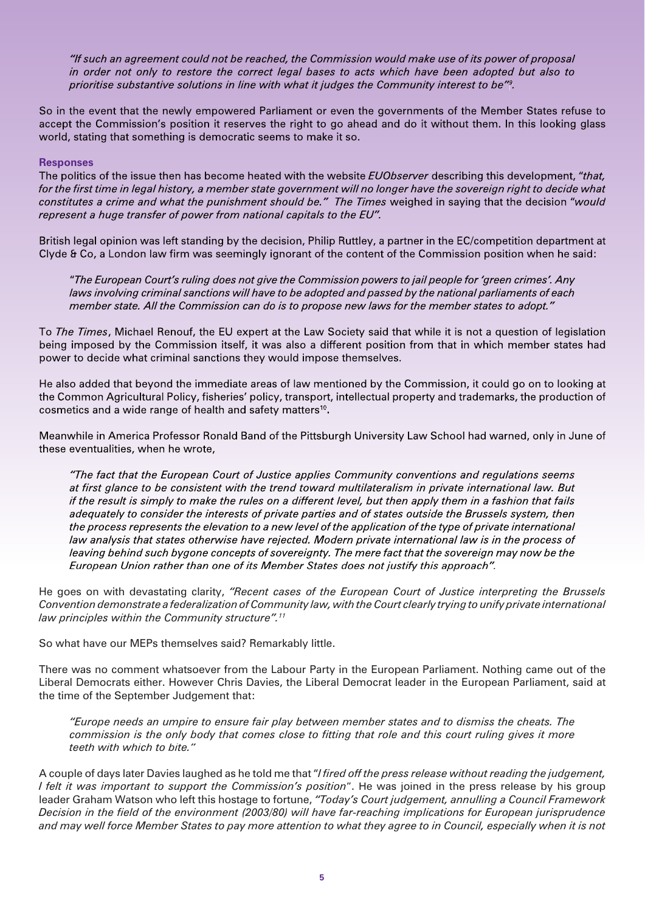*"If such an agreement could not be reached, the Commission would make use of its power of proposal in order not only to restore the correct legal bases to acts which have been adopted but also to prioritise substantive solutions in line with what it judges the Community interest to be"*[9].

So in the event that the newly empowered Parliament or even the governments of the Member States refuse to accept the Commission's position it reserves the right to go ahead and do it without them. In this looking glass world, stating that something is democratic seems to make it so.

### Responses

The politics of the issue then has become heated with the website *EUObserver* describing this development, *"that, for the first time in legal history, a member state government will no longer have the sovereign right to decide what constitutes a crime and what the punishment should be."* *The Times* weighed in saying that the decision *"would represent a huge transfer of power from national capitals to the EU".*

British legal opinion was left standing by the decision, Philip Ruttley, a partner in the EC/competition department at Clyde & Co, a London law firm was seemingly ignorant of the content of the Commission position when he said:

> *"The European Court's ruling does not give the Commission powers to jail people for 'green crimes'. Any laws involving criminal sanctions will have to be adopted and passed by the national parliaments of each member state. All the Commission can do is to propose new laws for the member states to adopt."*

To *The Times*, Michael Renouf, the EU expert at the Law Society said that while it is not a question of legislation being imposed by the Commission itself, it was also a different position from that in which member states had power to decide what criminal sanctions they would impose themselves.

He also added that beyond the immediate areas of law mentioned by the Commission, it could go on to looking at the Common Agricultural Policy, fisheries' policy, transport, intellectual property and trademarks, the production of cosmetics and a wide range of health and safety matters[10].

Meanwhile in America Professor Ronald Band of the Pittsburgh University Law School had warned, only in June of these eventualities, when he wrote,

> *"The fact that the European Court of Justice applies Community conventions and regulations seems at first glance to be consistent with the trend toward multilateralism in private international law. But if the result is simply to make the rules on a different level, but then apply them in a fashion that fails adequately to consider the interests of private parties and of states outside the Brussels system, then the process represents the elevation to a new level of the application of the type of private international law analysis that states otherwise have rejected. Modern private international law is in the process of leaving behind such bygone concepts of sovereignty. The mere fact that the sovereign may now be the European Union rather than one of its Member States does not justify this approach".*

He goes on with devastating clarity, *"Recent cases of the European Court of Justice interpreting the Brussels Convention demonstrate a federalization of Community law, with the Court clearly trying to unify private international law principles within the Community structure".*[11]

So what have our MEPs themselves said? Remarkably little.

There was no comment whatsoever from the Labour Party in the European Parliament. Nothing came out of the Liberal Democrats either. However Chris Davies, the Liberal Democrat leader in the European Parliament, said at the time of the September Judgement that:

> *"Europe needs an umpire to ensure fair play between member states and to dismiss the cheats. The commission is the only body that comes close to fitting that role and this court ruling gives it more teeth with which to bite."*

A couple of days later Davies laughed as he told me that "*I fired off the press release without reading the judgement, I felt it was important to support the Commission's position*". He was joined in the press release by his group leader Graham Watson who left this hostage to fortune, *"Today's Court judgement, annulling a Council Framework Decision in the field of the environment (2003/80) will have far-reaching implications for European jurisprudence and may well force Member States to pay more attention to what they agree to in Council, especially when it is not*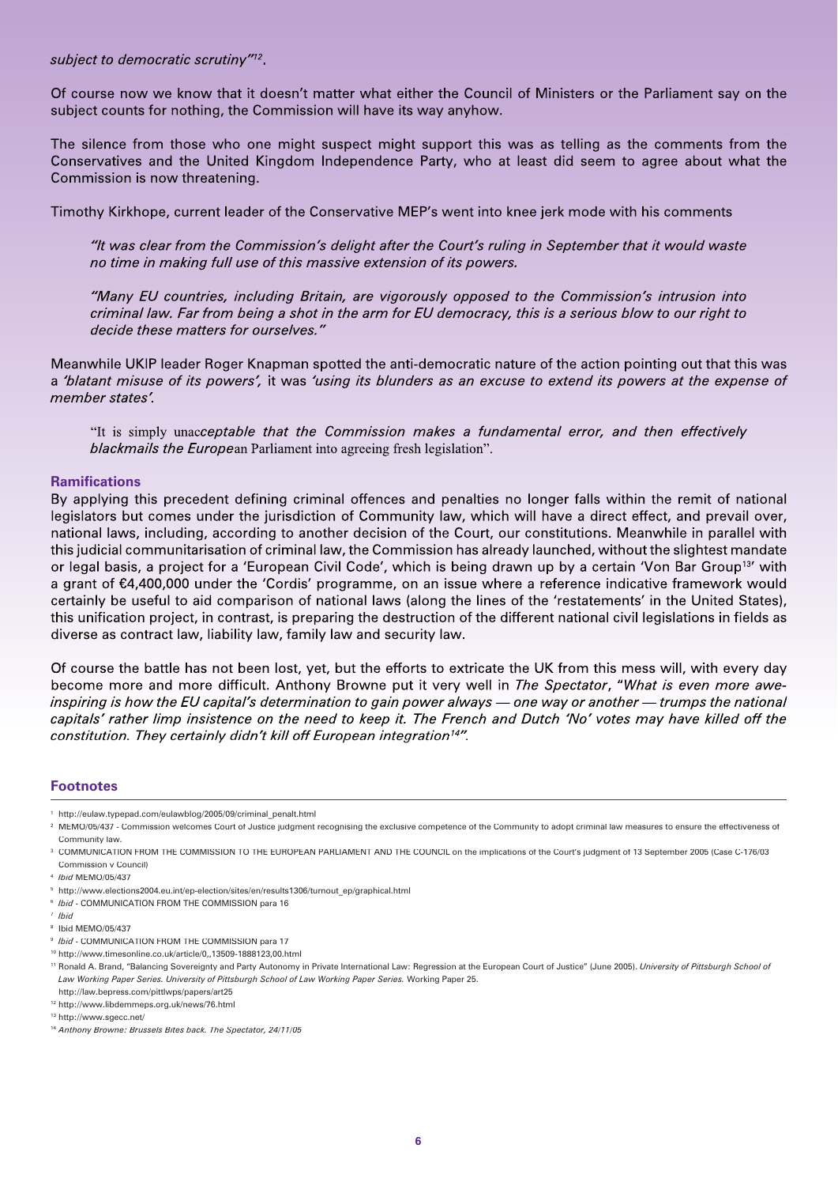*subject to democratic scrutiny"*[12].

Of course now we know that it doesn't matter what either the Council of Ministers or the Parliament say on the subject counts for nothing, the Commission will have its way anyhow.

The silence from those who one might suspect might support this was as telling as the comments from the Conservatives and the United Kingdom Independence Party, who at least did seem to agree about what the Commission is now threatening.

Timothy Kirkhope, current leader of the Conservative MEP's went into knee jerk mode with his comments

> *"It was clear from the Commission's delight after the Court's ruling in September that it would waste no time in making full use of this massive extension of its powers.*
>
> *"Many EU countries, including Britain, are vigorously opposed to the Commission's intrusion into criminal law. Far from being a shot in the arm for EU democracy, this is a serious blow to our right to decide these matters for ourselves."*

Meanwhile UKIP leader Roger Knapman spotted the anti-democratic nature of the action pointing out that this was a *'blatant misuse of its powers',* it was *'using its blunders as an excuse to extend its powers at the expense of member states'.*

> "It is simply unac*ceptable that the Commission makes a fundamental error, and then effectively blackmails the Europe*an Parliament into agreeing fresh legislation".

### Ramifications

By applying this precedent defining criminal offences and penalties no longer falls within the remit of national legislators but comes under the jurisdiction of Community law, which will have a direct effect, and prevail over, national laws, including, according to another decision of the Court, our constitutions. Meanwhile in parallel with this judicial communitarisation of criminal law, the Commission has already launched, without the slightest mandate or legal basis, a project for a 'European Civil Code', which is being drawn up by a certain 'Von Bar Group[13]' with a grant of €4,400,000 under the 'Cordis' programme, on an issue where a reference indicative framework would certainly be useful to aid comparison of national laws (along the lines of the 'restatements' in the United States), this unification project, in contrast, is preparing the destruction of the different national civil legislations in fields as diverse as contract law, liability law, family law and security law.

Of course the battle has not been lost, yet, but the efforts to extricate the UK from this mess will, with every day become more and more difficult. Anthony Browne put it very well in *The Spectator*, "*What is even more awe-inspiring is how the EU capital's determination to gain power always — one way or another — trumps the national capitals' rather limp insistence on the need to keep it. The French and Dutch 'No' votes may have killed off the constitution. They certainly didn't kill off European integration*[14]*"*.

### Footnotes

1. http://eulaw.typepad.com/eulawblog/2005/09/criminal_penalt.html
2. MEMO/05/437 - Commission welcomes Court of Justice judgment recognising the exclusive competence of the Community to adopt criminal law measures to ensure the effectiveness of Community law.
3. COMMUNICATION FROM THE COMMISSION TO THE EUROPEAN PARLIAMENT AND THE COUNCIL on the implications of the Court's judgment of 13 September 2005 (Case C-176/03 Commission v Council)
4. *Ibid* MEMO/05/437
5. http://www.elections2004.eu.int/ep-election/sites/en/results1306/turnout_ep/graphical.html
6. *Ibid* - COMMUNICATION FROM THE COMMISSION para 16
7. *Ibid*
8. Ibid MEMO/05/437
9. *Ibid* - COMMUNICATION FROM THE COMMISSION para 17
10. http://www.timesonline.co.uk/article/0,,13509-1888123,00.html
11. Ronald A. Brand, "Balancing Sovereignty and Party Autonomy in Private International Law: Regression at the European Court of Justice" (June 2005). *University of Pittsburgh School of Law Working Paper Series. University of Pittsburgh School of Law Working Paper Series.* Working Paper 25. http://law.bepress.com/pittlwps/papers/art25
12. http://www.libdemmeps.org.uk/news/76.html
13. http://www.sgecc.net/
14. *Anthony Browne: Brussels Bites back. The Spectator, 24/11/05*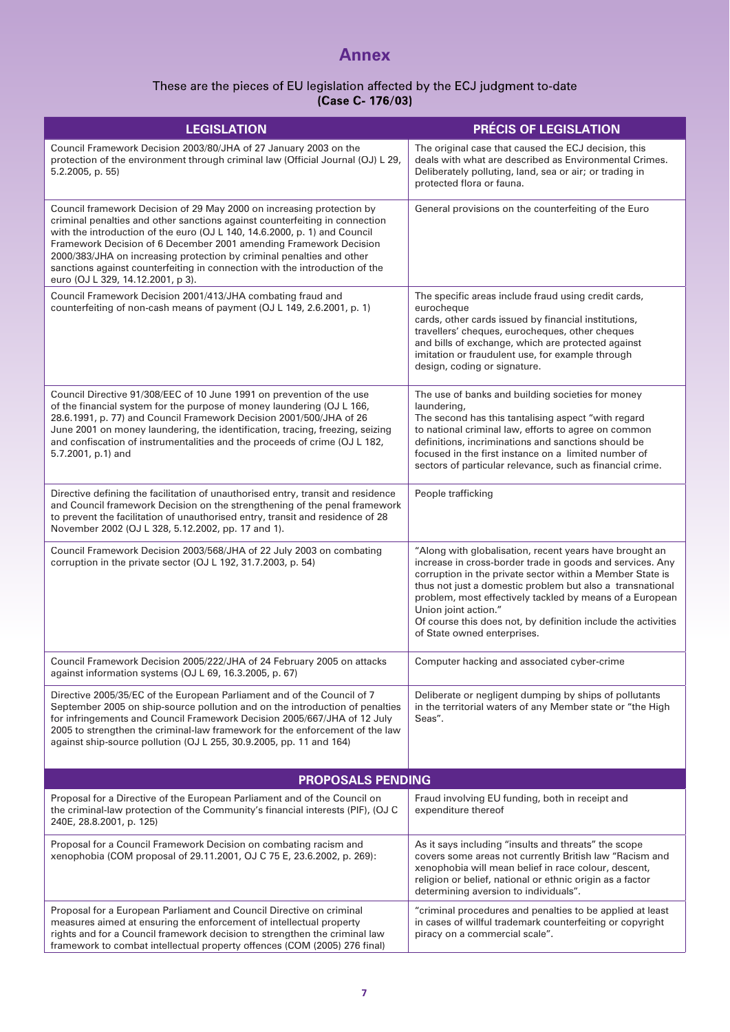# Annex

These are the pieces of EU legislation affected by the ECJ judgment to-date
**(Case C- 176/03)**

| LEGISLATION | PRÉCIS OF LEGISLATION |
|---|---|
| Council Framework Decision 2003/80/JHA of 27 January 2003 on the protection of the environment through criminal law (Official Journal (OJ) L 29, 5.2.2005, p. 55) | The original case that caused the ECJ decision, this deals with what are described as Environmental Crimes. Deliberately polluting, land, sea or air; or trading in protected flora or fauna. |
| Council framework Decision of 29 May 2000 on increasing protection by criminal penalties and other sanctions against counterfeiting in connection with the introduction of the euro (OJ L 140, 14.6.2000, p. 1) and Council Framework Decision of 6 December 2001 amending Framework Decision 2000/383/JHA on increasing protection by criminal penalties and other sanctions against counterfeiting in connection with the introduction of the euro (OJ L 329, 14.12.2001, p 3). | General provisions on the counterfeiting of the Euro |
| Council Framework Decision 2001/413/JHA combating fraud and counterfeiting of non-cash means of payment (OJ L 149, 2.6.2001, p. 1) | The specific areas include fraud using credit cards, eurocheque cards, other cards issued by financial institutions, travellers' cheques, eurocheques, other cheques and bills of exchange, which are protected against imitation or fraudulent use, for example through design, coding or signature. |
| Council Directive 91/308/EEC of 10 June 1991 on prevention of the use of the financial system for the purpose of money laundering (OJ L 166, 28.6.1991, p. 77) and Council Framework Decision 2001/500/JHA of 26 June 2001 on money laundering, the identification, tracing, freezing, seizing and confiscation of instrumentalities and the proceeds of crime (OJ L 182, 5.7.2001, p.1) and | The use of banks and building societies for money laundering, The second has this tantalising aspect "with regard to national criminal law, efforts to agree on common definitions, incriminations and sanctions should be focused in the first instance on a limited number of sectors of particular relevance, such as financial crime. |
| Directive defining the facilitation of unauthorised entry, transit and residence and Council framework Decision on the strengthening of the penal framework to prevent the facilitation of unauthorised entry, transit and residence of 28 November 2002 (OJ L 328, 5.12.2002, pp. 17 and 1). | People trafficking |
| Council Framework Decision 2003/568/JHA of 22 July 2003 on combating corruption in the private sector (OJ L 192, 31.7.2003, p. 54) | "Along with globalisation, recent years have brought an increase in cross-border trade in goods and services. Any corruption in the private sector within a Member State is thus not just a domestic problem but also a transnational problem, most effectively tackled by means of a European Union joint action." Of course this does not, by definition include the activities of State owned enterprises. |
| Council Framework Decision 2005/222/JHA of 24 February 2005 on attacks against information systems (OJ L 69, 16.3.2005, p. 67) | Computer hacking and associated cyber-crime |
| Directive 2005/35/EC of the European Parliament and of the Council of 7 September 2005 on ship-source pollution and on the introduction of penalties for infringements and Council Framework Decision 2005/667/JHA of 12 July 2005 to strengthen the criminal-law framework for the enforcement of the law against ship-source pollution (OJ L 255, 30.9.2005, pp. 11 and 164) | Deliberate or negligent dumping by ships of pollutants in the territorial waters of any Member state or "the High Seas". |
| **PROPOSALS PENDING** | |
| Proposal for a Directive of the European Parliament and of the Council on the criminal-law protection of the Community's financial interests (PIF), (OJ C 240E, 28.8.2001, p. 125) | Fraud involving EU funding, both in receipt and expenditure thereof |
| Proposal for a Council Framework Decision on combating racism and xenophobia (COM proposal of 29.11.2001, OJ C 75 E, 23.6.2002, p. 269): | As it says including "insults and threats" the scope covers some areas not currently British law "Racism and xenophobia will mean belief in race colour, descent, religion or belief, national or ethnic origin as a factor determining aversion to individuals". |
| Proposal for a European Parliament and Council Directive on criminal measures aimed at ensuring the enforcement of intellectual property rights and for a Council framework decision to strengthen the criminal law framework to combat intellectual property offences (COM (2005) 276 final) | "criminal procedures and penalties to be applied at least in cases of willful trademark counterfeiting or copyright piracy on a commercial scale". |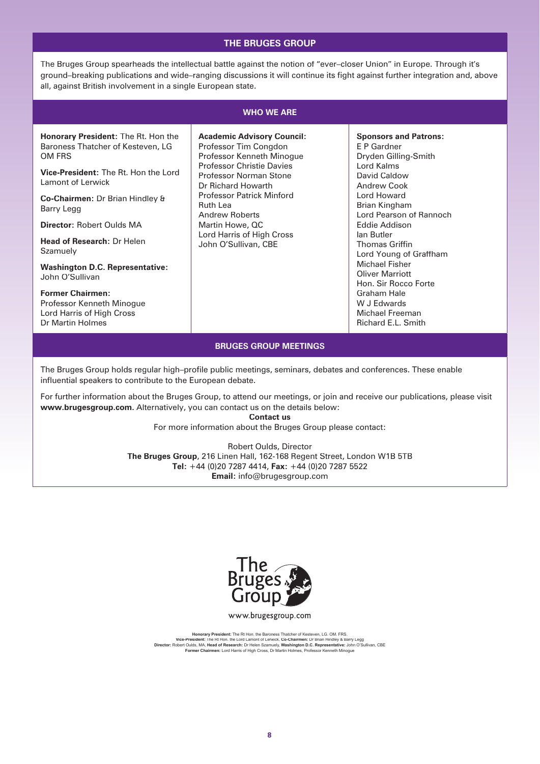## THE BRUGES GROUP

The Bruges Group spearheads the intellectual battle against the notion of "ever–closer Union" in Europe. Through it's ground–breaking publications and wide–ranging discussions it will continue its fight against further integration and, above all, against British involvement in a single European state.

## WHO WE ARE

**Honorary President:** The Rt. Hon the Baroness Thatcher of Kesteven, LG OM FRS

**Vice-President:** The Rt. Hon the Lord Lamont of Lerwick

**Co-Chairmen:** Dr Brian Hindley & Barry Legg

**Director:** Robert Oulds MA

**Head of Research:** Dr Helen Szamuely

**Washington D.C. Representative:** John O'Sullivan

**Former Chairmen:**
Professor Kenneth Minogue
Lord Harris of High Cross
Dr Martin Holmes

**Academic Advisory Council:**
Professor Tim Congdon
Professor Kenneth Minogue
Professor Christie Davies
Professor Norman Stone
Dr Richard Howarth
Professor Patrick Minford
Ruth Lea
Andrew Roberts
Martin Howe, QC
Lord Harris of High Cross
John O'Sullivan, CBE

**Sponsors and Patrons:**
E P Gardner
Dryden Gilling-Smith
Lord Kalms
David Caldow
Andrew Cook
Lord Howard
Brian Kingham
Lord Pearson of Rannoch
Eddie Addison
Ian Butler
Thomas Griffin
Lord Young of Graffham
Michael Fisher
Oliver Marriott
Hon. Sir Rocco Forte
Graham Hale
W J Edwards
Michael Freeman
Richard E.L. Smith

## BRUGES GROUP MEETINGS

The Bruges Group holds regular high–profile public meetings, seminars, debates and conferences. These enable influential speakers to contribute to the European debate.

For further information about the Bruges Group, to attend our meetings, or join and receive our publications, please visit **www.brugesgroup.com**. Alternatively, you can contact us on the details below:

**Contact us**

For more information about the Bruges Group please contact:

Robert Oulds, Director
**The Bruges Group**, 216 Linen Hall, 162-168 Regent Street, London W1B 5TB
**Tel:** +44 (0)20 7287 4414, **Fax:** +44 (0)20 7287 5522
**Email:** info@brugesgroup.com

The Bruges Group

www.brugesgroup.com

**Honorary President:** The Rt Hon. the Baroness Thatcher of Kesteven, LG, OM, FRS.
**Vice-President:** The Rt Hon. the Lord Lamont of Lerwick, **Co-Chairmen:** Dr Brian Hindley & Barry Legg
**Director:** Robert Oulds, MA, **Head of Research:** Dr Helen Szamuely, **Washington D.C. Representative:** John O'Sullivan, CBE
**Former Chairmen:** Lord Harris of High Cross, Dr Martin Holmes, Professor Kenneth Minogue